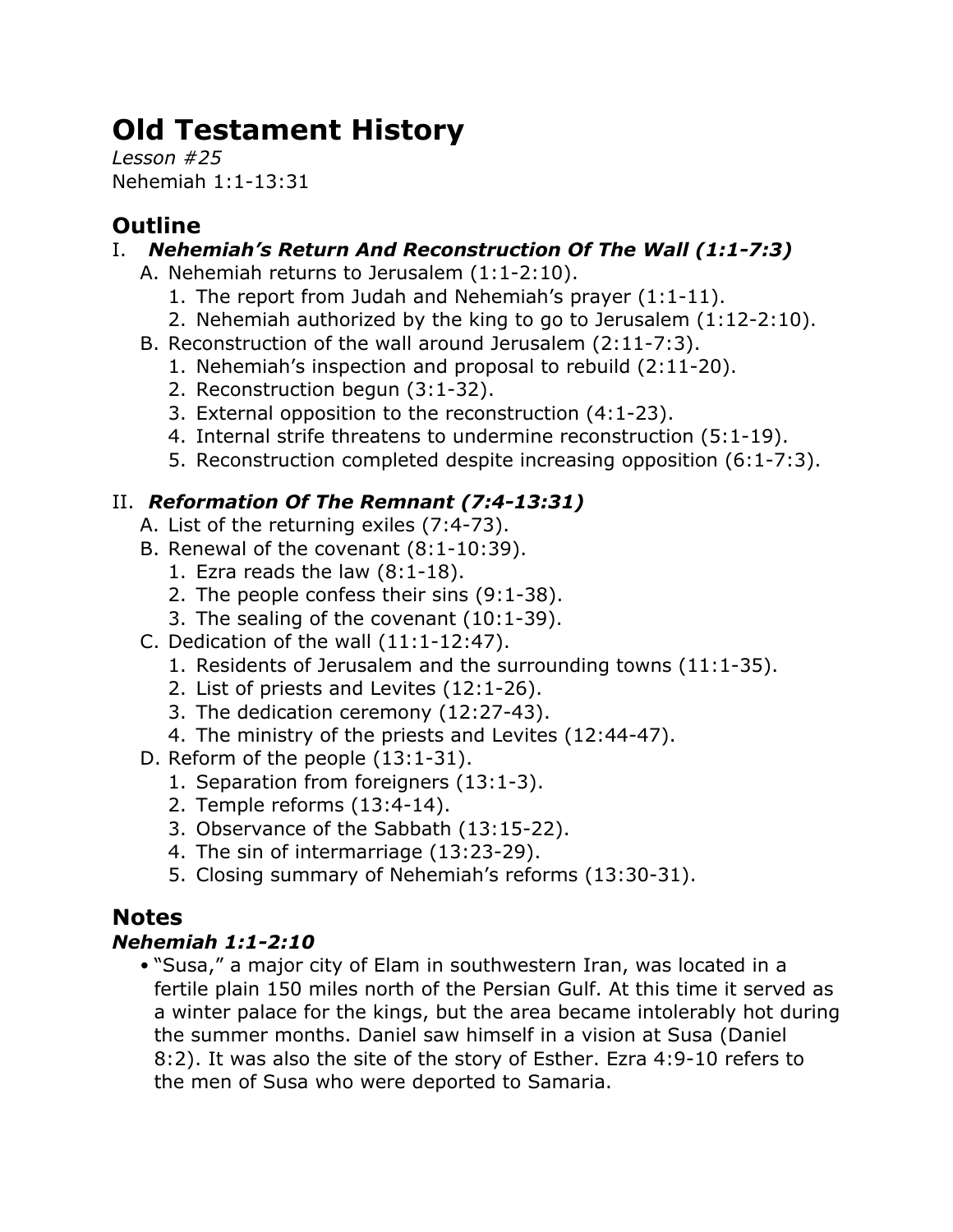# Old Testament History

*Lesson #25*
Nehemiah 1:1-13:31

## Outline

I. ***Nehemiah's Return And Reconstruction Of The Wall (1:1-7:3)***
   A. Nehemiah returns to Jerusalem (1:1-2:10).
      1. The report from Judah and Nehemiah's prayer (1:1-11).
      2. Nehemiah authorized by the king to go to Jerusalem (1:12-2:10).
   B. Reconstruction of the wall around Jerusalem (2:11-7:3).
      1. Nehemiah's inspection and proposal to rebuild (2:11-20).
      2. Reconstruction begun (3:1-32).
      3. External opposition to the reconstruction (4:1-23).
      4. Internal strife threatens to undermine reconstruction (5:1-19).
      5. Reconstruction completed despite increasing opposition (6:1-7:3).

II. ***Reformation Of The Remnant (7:4-13:31)***
   A. List of the returning exiles (7:4-73).
   B. Renewal of the covenant (8:1-10:39).
      1. Ezra reads the law (8:1-18).
      2. The people confess their sins (9:1-38).
      3. The sealing of the covenant (10:1-39).
   C. Dedication of the wall (11:1-12:47).
      1. Residents of Jerusalem and the surrounding towns (11:1-35).
      2. List of priests and Levites (12:1-26).
      3. The dedication ceremony (12:27-43).
      4. The ministry of the priests and Levites (12:44-47).
   D. Reform of the people (13:1-31).
      1. Separation from foreigners (13:1-3).
      2. Temple reforms (13:4-14).
      3. Observance of the Sabbath (13:15-22).
      4. The sin of intermarriage (13:23-29).
      5. Closing summary of Nehemiah's reforms (13:30-31).

## Notes

### *Nehemiah 1:1-2:10*

- "Susa," a major city of Elam in southwestern Iran, was located in a fertile plain 150 miles north of the Persian Gulf. At this time it served as a winter palace for the kings, but the area became intolerably hot during the summer months. Daniel saw himself in a vision at Susa (Daniel 8:2). It was also the site of the story of Esther. Ezra 4:9-10 refers to the men of Susa who were deported to Samaria.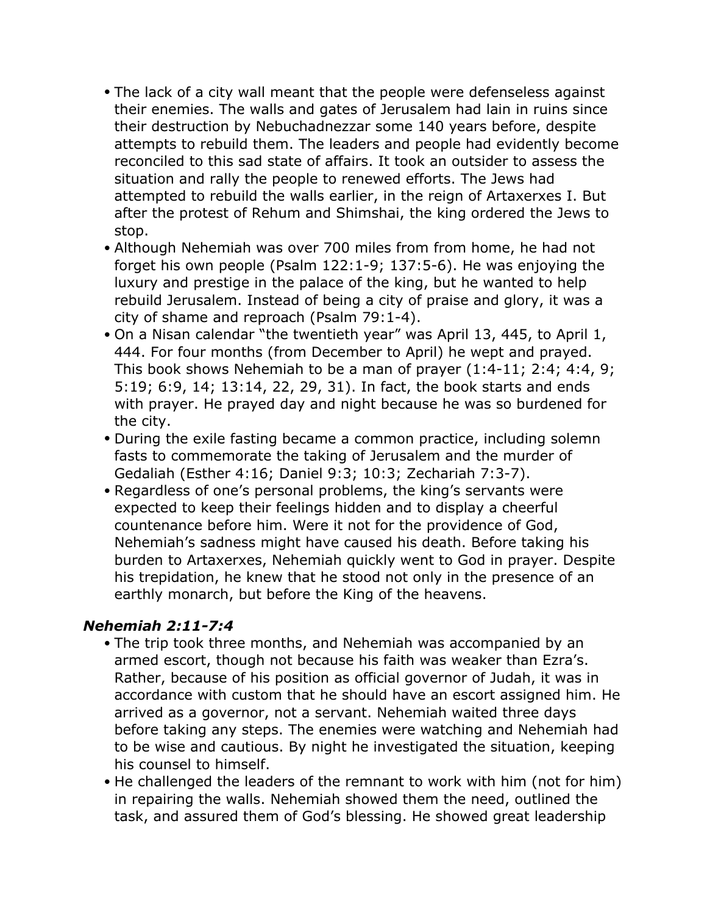- The lack of a city wall meant that the people were defenseless against their enemies. The walls and gates of Jerusalem had lain in ruins since their destruction by Nebuchadnezzar some 140 years before, despite attempts to rebuild them. The leaders and people had evidently become reconciled to this sad state of affairs. It took an outsider to assess the situation and rally the people to renewed efforts. The Jews had attempted to rebuild the walls earlier, in the reign of Artaxerxes I. But after the protest of Rehum and Shimshai, the king ordered the Jews to stop.
- Although Nehemiah was over 700 miles from from home, he had not forget his own people (Psalm 122:1-9; 137:5-6). He was enjoying the luxury and prestige in the palace of the king, but he wanted to help rebuild Jerusalem. Instead of being a city of praise and glory, it was a city of shame and reproach (Psalm 79:1-4).
- On a Nisan calendar "the twentieth year" was April 13, 445, to April 1, 444. For four months (from December to April) he wept and prayed. This book shows Nehemiah to be a man of prayer (1:4-11; 2:4; 4:4, 9; 5:19; 6:9, 14; 13:14, 22, 29, 31). In fact, the book starts and ends with prayer. He prayed day and night because he was so burdened for the city.
- During the exile fasting became a common practice, including solemn fasts to commemorate the taking of Jerusalem and the murder of Gedaliah (Esther 4:16; Daniel 9:3; 10:3; Zechariah 7:3-7).
- Regardless of one's personal problems, the king's servants were expected to keep their feelings hidden and to display a cheerful countenance before him. Were it not for the providence of God, Nehemiah's sadness might have caused his death. Before taking his burden to Artaxerxes, Nehemiah quickly went to God in prayer. Despite his trepidation, he knew that he stood not only in the presence of an earthly monarch, but before the King of the heavens.

### *Nehemiah 2:11-7:4*

- The trip took three months, and Nehemiah was accompanied by an armed escort, though not because his faith was weaker than Ezra's. Rather, because of his position as official governor of Judah, it was in accordance with custom that he should have an escort assigned him. He arrived as a governor, not a servant. Nehemiah waited three days before taking any steps. The enemies were watching and Nehemiah had to be wise and cautious. By night he investigated the situation, keeping his counsel to himself.
- He challenged the leaders of the remnant to work with him (not for him) in repairing the walls. Nehemiah showed them the need, outlined the task, and assured them of God's blessing. He showed great leadership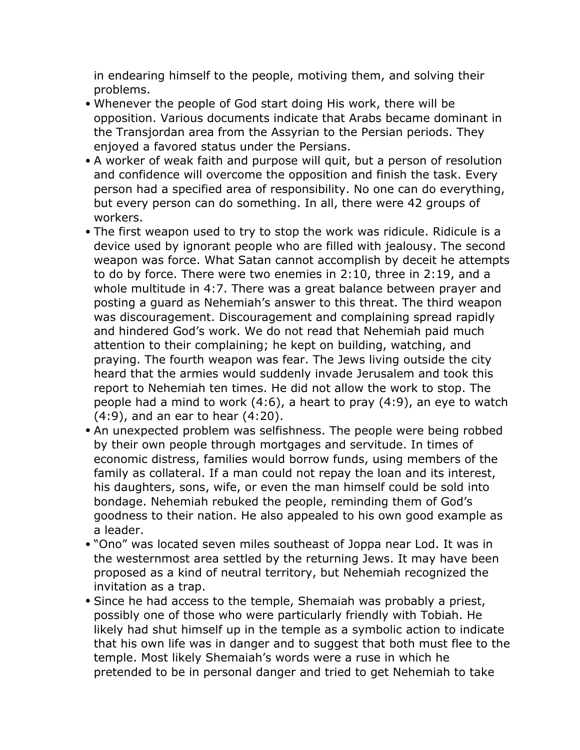in endearing himself to the people, motiving them, and solving their problems.

- Whenever the people of God start doing His work, there will be opposition. Various documents indicate that Arabs became dominant in the Transjordan area from the Assyrian to the Persian periods. They enjoyed a favored status under the Persians.
- A worker of weak faith and purpose will quit, but a person of resolution and confidence will overcome the opposition and finish the task. Every person had a specified area of responsibility. No one can do everything, but every person can do something. In all, there were 42 groups of workers.
- The first weapon used to try to stop the work was ridicule. Ridicule is a device used by ignorant people who are filled with jealousy. The second weapon was force. What Satan cannot accomplish by deceit he attempts to do by force. There were two enemies in 2:10, three in 2:19, and a whole multitude in 4:7. There was a great balance between prayer and posting a guard as Nehemiah's answer to this threat. The third weapon was discouragement. Discouragement and complaining spread rapidly and hindered God's work. We do not read that Nehemiah paid much attention to their complaining; he kept on building, watching, and praying. The fourth weapon was fear. The Jews living outside the city heard that the armies would suddenly invade Jerusalem and took this report to Nehemiah ten times. He did not allow the work to stop. The people had a mind to work (4:6), a heart to pray (4:9), an eye to watch (4:9), and an ear to hear (4:20).
- An unexpected problem was selfishness. The people were being robbed by their own people through mortgages and servitude. In times of economic distress, families would borrow funds, using members of the family as collateral. If a man could not repay the loan and its interest, his daughters, sons, wife, or even the man himself could be sold into bondage. Nehemiah rebuked the people, reminding them of God's goodness to their nation. He also appealed to his own good example as a leader.
- "Ono" was located seven miles southeast of Joppa near Lod. It was in the westernmost area settled by the returning Jews. It may have been proposed as a kind of neutral territory, but Nehemiah recognized the invitation as a trap.
- Since he had access to the temple, Shemaiah was probably a priest, possibly one of those who were particularly friendly with Tobiah. He likely had shut himself up in the temple as a symbolic action to indicate that his own life was in danger and to suggest that both must flee to the temple. Most likely Shemaiah's words were a ruse in which he pretended to be in personal danger and tried to get Nehemiah to take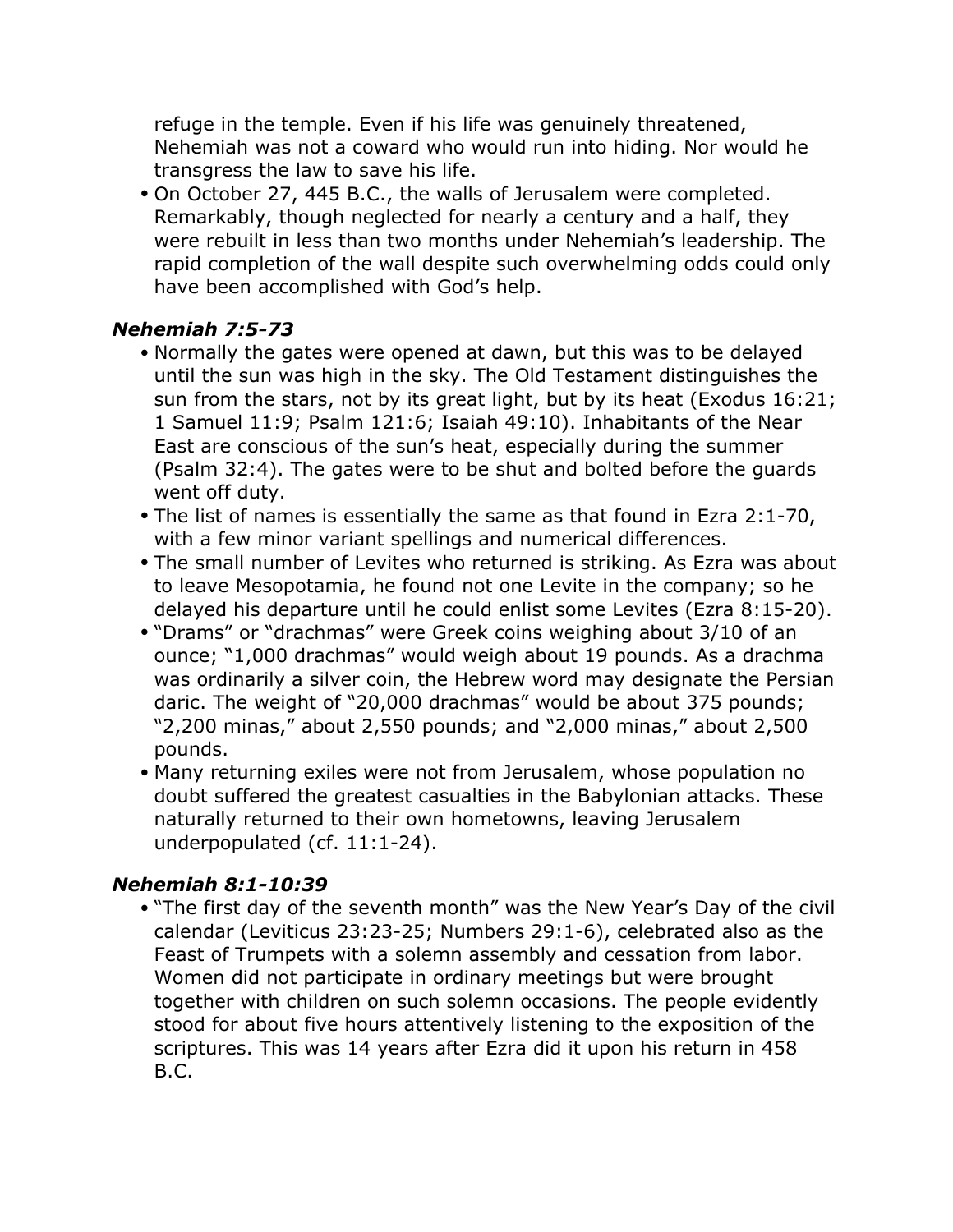refuge in the temple. Even if his life was genuinely threatened, Nehemiah was not a coward who would run into hiding. Nor would he transgress the law to save his life.

- On October 27, 445 B.C., the walls of Jerusalem were completed. Remarkably, though neglected for nearly a century and a half, they were rebuilt in less than two months under Nehemiah's leadership. The rapid completion of the wall despite such overwhelming odds could only have been accomplished with God's help.

### *Nehemiah 7:5-73*

- Normally the gates were opened at dawn, but this was to be delayed until the sun was high in the sky. The Old Testament distinguishes the sun from the stars, not by its great light, but by its heat (Exodus 16:21; 1 Samuel 11:9; Psalm 121:6; Isaiah 49:10). Inhabitants of the Near East are conscious of the sun's heat, especially during the summer (Psalm 32:4). The gates were to be shut and bolted before the guards went off duty.
- The list of names is essentially the same as that found in Ezra 2:1-70, with a few minor variant spellings and numerical differences.
- The small number of Levites who returned is striking. As Ezra was about to leave Mesopotamia, he found not one Levite in the company; so he delayed his departure until he could enlist some Levites (Ezra 8:15-20).
- "Drams" or "drachmas" were Greek coins weighing about 3/10 of an ounce; "1,000 drachmas" would weigh about 19 pounds. As a drachma was ordinarily a silver coin, the Hebrew word may designate the Persian daric. The weight of "20,000 drachmas" would be about 375 pounds; "2,200 minas," about 2,550 pounds; and "2,000 minas," about 2,500 pounds.
- Many returning exiles were not from Jerusalem, whose population no doubt suffered the greatest casualties in the Babylonian attacks. These naturally returned to their own hometowns, leaving Jerusalem underpopulated (cf. 11:1-24).

### *Nehemiah 8:1-10:39*

- "The first day of the seventh month" was the New Year's Day of the civil calendar (Leviticus 23:23-25; Numbers 29:1-6), celebrated also as the Feast of Trumpets with a solemn assembly and cessation from labor. Women did not participate in ordinary meetings but were brought together with children on such solemn occasions. The people evidently stood for about five hours attentively listening to the exposition of the scriptures. This was 14 years after Ezra did it upon his return in 458 B.C.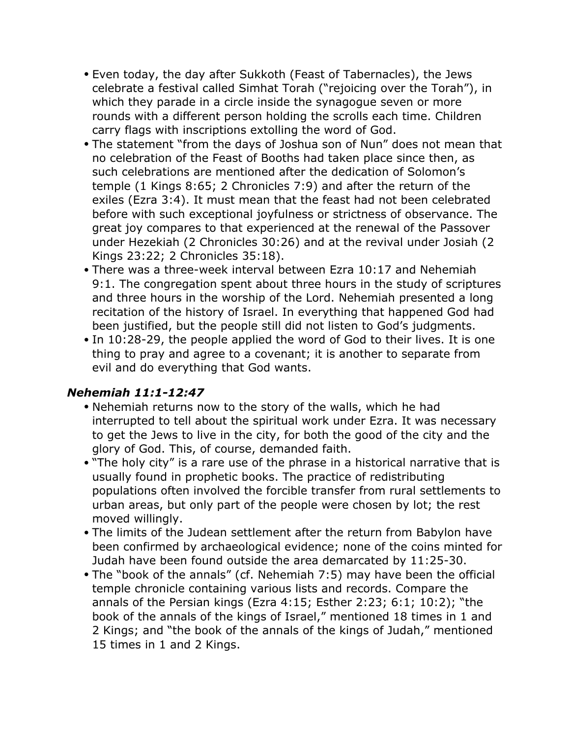- Even today, the day after Sukkoth (Feast of Tabernacles), the Jews celebrate a festival called Simhat Torah ("rejoicing over the Torah"), in which they parade in a circle inside the synagogue seven or more rounds with a different person holding the scrolls each time. Children carry flags with inscriptions extolling the word of God.
- The statement "from the days of Joshua son of Nun" does not mean that no celebration of the Feast of Booths had taken place since then, as such celebrations are mentioned after the dedication of Solomon's temple (1 Kings 8:65; 2 Chronicles 7:9) and after the return of the exiles (Ezra 3:4). It must mean that the feast had not been celebrated before with such exceptional joyfulness or strictness of observance. The great joy compares to that experienced at the renewal of the Passover under Hezekiah (2 Chronicles 30:26) and at the revival under Josiah (2 Kings 23:22; 2 Chronicles 35:18).
- There was a three-week interval between Ezra 10:17 and Nehemiah 9:1. The congregation spent about three hours in the study of scriptures and three hours in the worship of the Lord. Nehemiah presented a long recitation of the history of Israel. In everything that happened God had been justified, but the people still did not listen to God's judgments.
- In 10:28-29, the people applied the word of God to their lives. It is one thing to pray and agree to a covenant; it is another to separate from evil and do everything that God wants.

### *Nehemiah 11:1-12:47*

- Nehemiah returns now to the story of the walls, which he had interrupted to tell about the spiritual work under Ezra. It was necessary to get the Jews to live in the city, for both the good of the city and the glory of God. This, of course, demanded faith.
- "The holy city" is a rare use of the phrase in a historical narrative that is usually found in prophetic books. The practice of redistributing populations often involved the forcible transfer from rural settlements to urban areas, but only part of the people were chosen by lot; the rest moved willingly.
- The limits of the Judean settlement after the return from Babylon have been confirmed by archaeological evidence; none of the coins minted for Judah have been found outside the area demarcated by 11:25-30.
- The "book of the annals" (cf. Nehemiah 7:5) may have been the official temple chronicle containing various lists and records. Compare the annals of the Persian kings (Ezra 4:15; Esther 2:23; 6:1; 10:2); "the book of the annals of the kings of Israel," mentioned 18 times in 1 and 2 Kings; and "the book of the annals of the kings of Judah," mentioned 15 times in 1 and 2 Kings.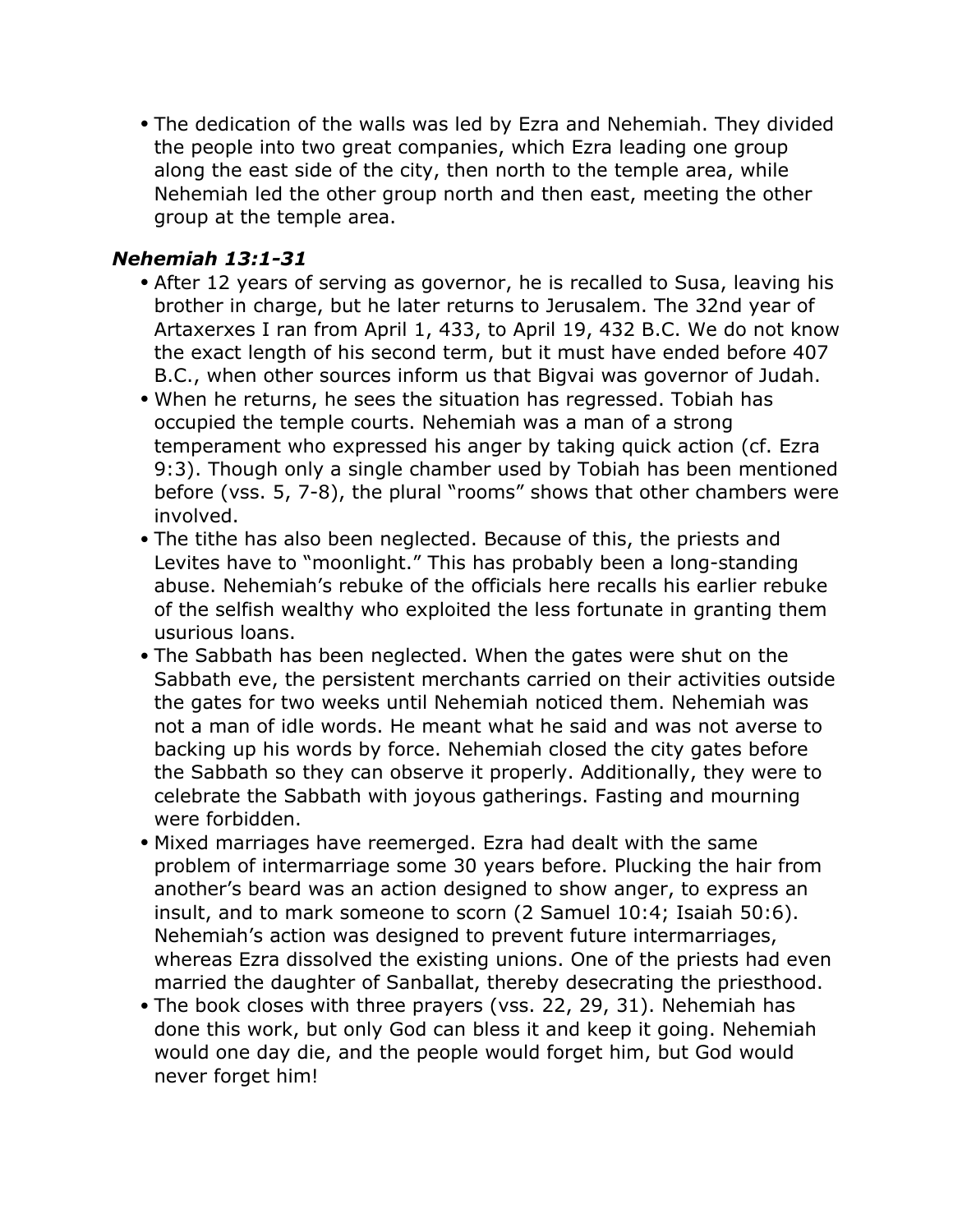- The dedication of the walls was led by Ezra and Nehemiah. They divided the people into two great companies, which Ezra leading one group along the east side of the city, then north to the temple area, while Nehemiah led the other group north and then east, meeting the other group at the temple area.

### *Nehemiah 13:1-31*

- After 12 years of serving as governor, he is recalled to Susa, leaving his brother in charge, but he later returns to Jerusalem. The 32nd year of Artaxerxes I ran from April 1, 433, to April 19, 432 B.C. We do not know the exact length of his second term, but it must have ended before 407 B.C., when other sources inform us that Bigvai was governor of Judah.
- When he returns, he sees the situation has regressed. Tobiah has occupied the temple courts. Nehemiah was a man of a strong temperament who expressed his anger by taking quick action (cf. Ezra 9:3). Though only a single chamber used by Tobiah has been mentioned before (vss. 5, 7-8), the plural "rooms" shows that other chambers were involved.
- The tithe has also been neglected. Because of this, the priests and Levites have to "moonlight." This has probably been a long-standing abuse. Nehemiah's rebuke of the officials here recalls his earlier rebuke of the selfish wealthy who exploited the less fortunate in granting them usurious loans.
- The Sabbath has been neglected. When the gates were shut on the Sabbath eve, the persistent merchants carried on their activities outside the gates for two weeks until Nehemiah noticed them. Nehemiah was not a man of idle words. He meant what he said and was not averse to backing up his words by force. Nehemiah closed the city gates before the Sabbath so they can observe it properly. Additionally, they were to celebrate the Sabbath with joyous gatherings. Fasting and mourning were forbidden.
- Mixed marriages have reemerged. Ezra had dealt with the same problem of intermarriage some 30 years before. Plucking the hair from another's beard was an action designed to show anger, to express an insult, and to mark someone to scorn (2 Samuel 10:4; Isaiah 50:6). Nehemiah's action was designed to prevent future intermarriages, whereas Ezra dissolved the existing unions. One of the priests had even married the daughter of Sanballat, thereby desecrating the priesthood.
- The book closes with three prayers (vss. 22, 29, 31). Nehemiah has done this work, but only God can bless it and keep it going. Nehemiah would one day die, and the people would forget him, but God would never forget him!